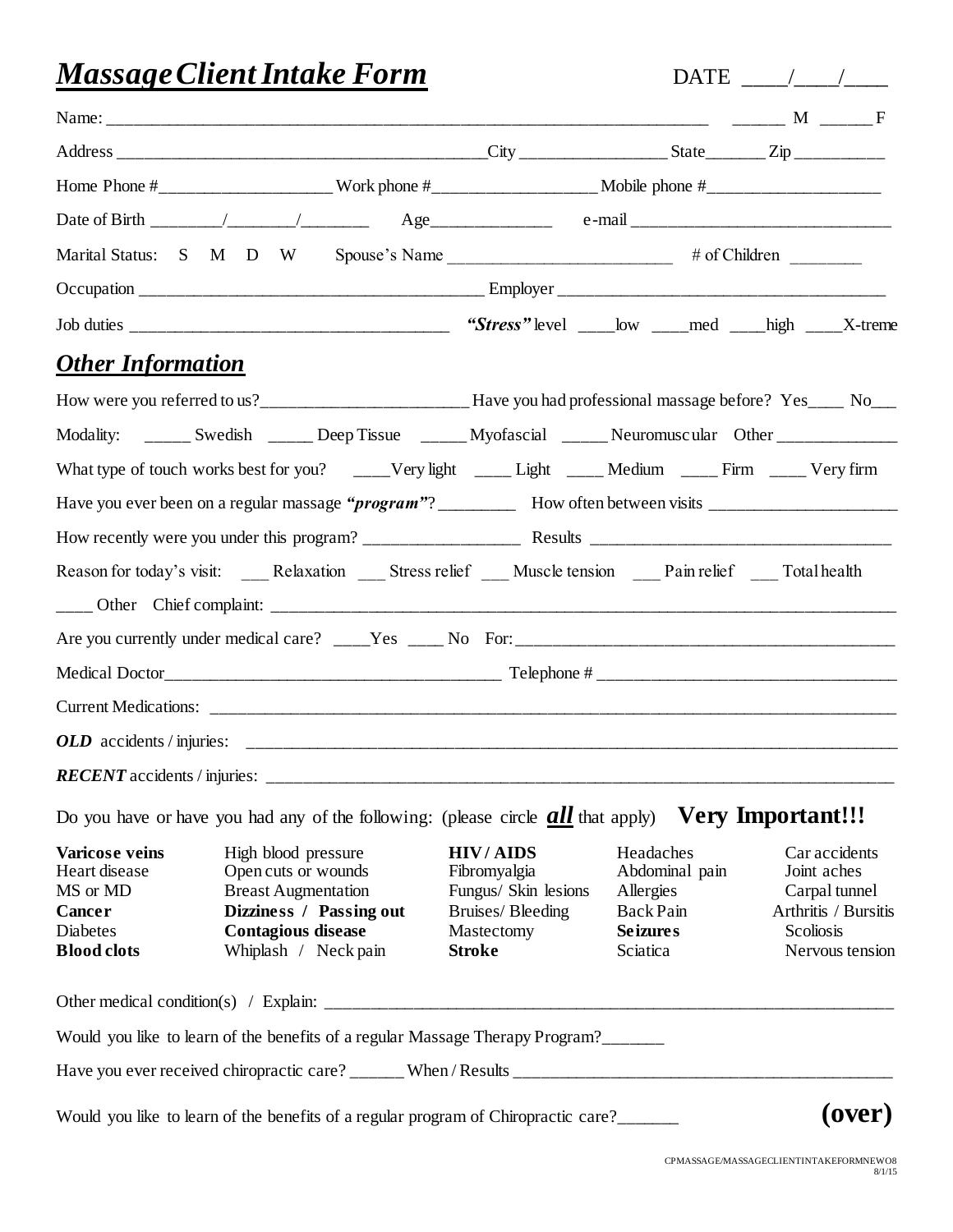# *Massage Client Intake Form*

DATE ____/____/____

Name: ______________________________________________________________________ ______ M ______ F

Address ___________________________________________City ________________ State_______ Zip __________

Home Phone #____________________ Work phone #__________________ Mobile phone #____________________

Date of Birth ________/________/________ Age______________ e-mail ______________________________

Marital Status: S M D W Spouse's Name __________________________ # of Children ________

Occupation _________________________________________ Employer ______________________________________

Job duties ______________________________________ ***"Stress"*** level ____low ____med ____high ____X-treme

## *Other Information*

How were you referred to us?________________________ Have you had professional massage before? Yes____ No___

Modality: _____ Swedish _____ Deep Tissue _____ Myofascial _____ Neuromuscular Other ______________

What type of touch works best for you? ____Very light ____ Light ____ Medium ____ Firm ____ Very firm

Have you ever been on a regular massage ***"program"***? _________ How often between visits ______________________

How recently were you under this program? __________________ Results ___________________________________

Reason for today's visit: ___ Relaxation ___ Stress relief ___ Muscle tension ___ Pain relief ___ Total health

____ Other Chief complaint: _____________________________________________________________________________

Are you currently under medical care? ____Yes ____ No For:_____________________________________________

Medical Doctor_______________________________________ Telephone # ___________________________________

Current Medications: ____________________________________________________________________________

***OLD*** accidents / injuries: ____________________________________________________________________________

***RECENT*** accidents / injuries: _______________________________________________________________________

Do you have or have you had any of the following: (please circle ***all*** that apply) **Very Important!!!**

| | | | | |
|---|---|---|---|---|
| **Varicose veins** | High blood pressure | **HIV / AIDS** | Headaches | Car accidents |
| Heart disease | Open cuts or wounds | Fibromyalgia | Abdominal pain | Joint aches |
| MS or MD | Breast Augmentation | Fungus/ Skin lesions | Allergies | Carpal tunnel |
| **Cancer** | **Dizziness / Passing out** | Bruises/ Bleeding | Back Pain | Arthritis / Bursitis |
| Diabetes | **Contagious disease** | Mastectomy | **Seizures** | Scoliosis |
| **Blood clots** | Whiplash / Neck pain | **Stroke** | Sciatica | Nervous tension |

Other medical condition(s) / Explain: _________________________________________________________________

Would you like to learn of the benefits of a regular Massage Therapy Program?_______

Have you ever received chiropractic care? ______ When / Results ___________________________________________

Would you like to learn of the benefits of a regular program of Chiropractic care?_______

**(over)**

CPMASSAGE/MASSAGECLIENTINTAKEFORMNEWO8
8/1/15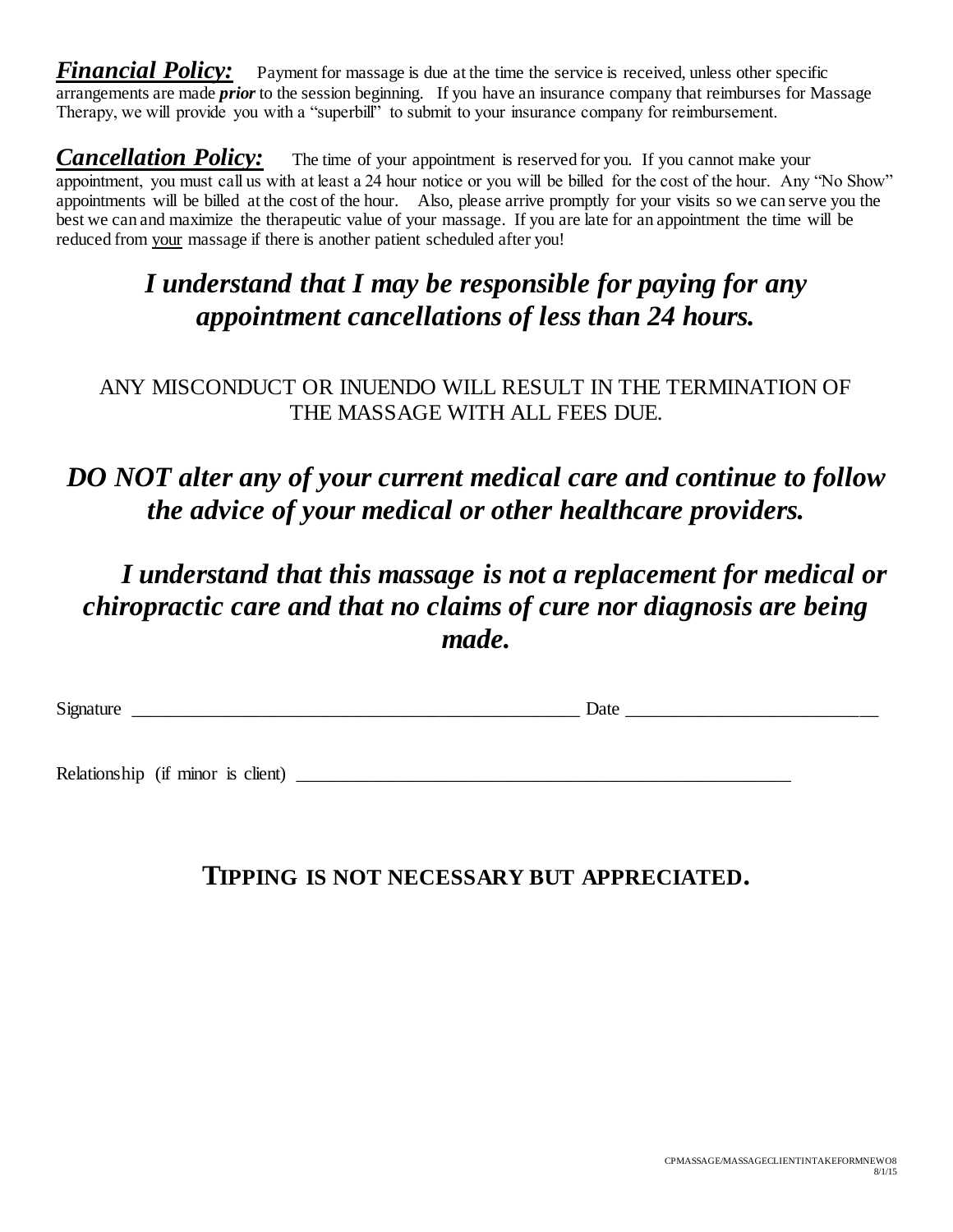***Financial Policy:*** Payment for massage is due at the time the service is received, unless other specific arrangements are made ***prior*** to the session beginning. If you have an insurance company that reimburses for Massage Therapy, we will provide you with a "superbill" to submit to your insurance company for reimbursement.

***Cancellation Policy:*** The time of your appointment is reserved for you. If you cannot make your appointment, you must call us with at least a 24 hour notice or you will be billed for the cost of the hour. Any "No Show" appointments will be billed at the cost of the hour. Also, please arrive promptly for your visits so we can serve you the best we can and maximize the therapeutic value of your massage. If you are late for an appointment the time will be reduced from <u>your</u> massage if there is another patient scheduled after you!

***I understand that I may be responsible for paying for any appointment cancellations of less than 24 hours.***

ANY MISCONDUCT OR INUENDO WILL RESULT IN THE TERMINATION OF THE MASSAGE WITH ALL FEES DUE.

***DO NOT alter any of your current medical care and continue to follow the advice of your medical or other healthcare providers.***

***I understand that this massage is not a replacement for medical or chiropractic care and that no claims of cure nor diagnosis are being made.***

Signature ___________________________________________________ Date ____________________________

Relationship (if minor is client) _________________________________________________________

**TIPPING IS NOT NECESSARY BUT APPRECIATED.**

CPMASSAGE/MASSAGECLIENTINTAKEFORMNEWO8
8/1/15